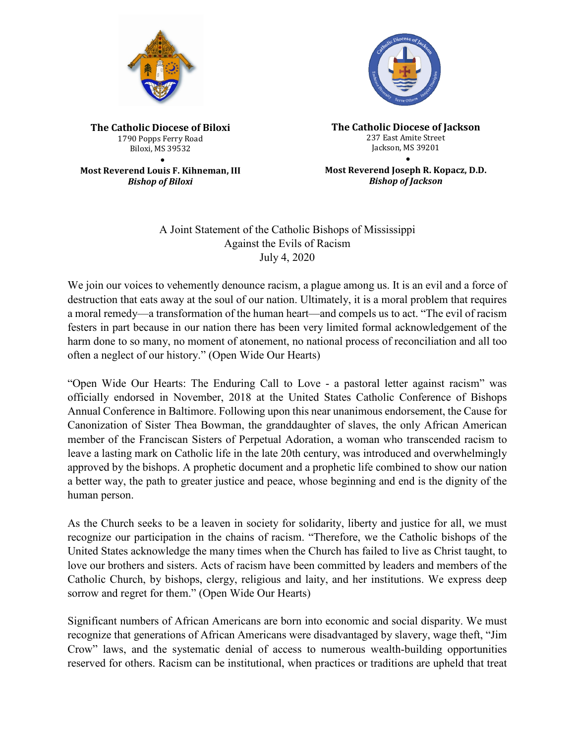**The Catholic Diocese of Biloxi**
1790 Popps Ferry Road
Biloxi, MS 39532
•
**Most Reverend Louis F. Kihneman, III**
***Bishop of Biloxi***

**The Catholic Diocese of Jackson**
237 East Amite Street
Jackson, MS 39201
•
**Most Reverend Joseph R. Kopacz, D.D.**
***Bishop of Jackson***

A Joint Statement of the Catholic Bishops of Mississippi
Against the Evils of Racism
July 4, 2020

We join our voices to vehemently denounce racism, a plague among us. It is an evil and a force of destruction that eats away at the soul of our nation. Ultimately, it is a moral problem that requires a moral remedy—a transformation of the human heart—and compels us to act. "The evil of racism festers in part because in our nation there has been very limited formal acknowledgement of the harm done to so many, no moment of atonement, no national process of reconciliation and all too often a neglect of our history." (Open Wide Our Hearts)

"Open Wide Our Hearts: The Enduring Call to Love - a pastoral letter against racism" was officially endorsed in November, 2018 at the United States Catholic Conference of Bishops Annual Conference in Baltimore. Following upon this near unanimous endorsement, the Cause for Canonization of Sister Thea Bowman, the granddaughter of slaves, the only African American member of the Franciscan Sisters of Perpetual Adoration, a woman who transcended racism to leave a lasting mark on Catholic life in the late 20th century, was introduced and overwhelmingly approved by the bishops. A prophetic document and a prophetic life combined to show our nation a better way, the path to greater justice and peace, whose beginning and end is the dignity of the human person.

As the Church seeks to be a leaven in society for solidarity, liberty and justice for all, we must recognize our participation in the chains of racism. "Therefore, we the Catholic bishops of the United States acknowledge the many times when the Church has failed to live as Christ taught, to love our brothers and sisters. Acts of racism have been committed by leaders and members of the Catholic Church, by bishops, clergy, religious and laity, and her institutions. We express deep sorrow and regret for them." (Open Wide Our Hearts)

Significant numbers of African Americans are born into economic and social disparity. We must recognize that generations of African Americans were disadvantaged by slavery, wage theft, "Jim Crow" laws, and the systematic denial of access to numerous wealth-building opportunities reserved for others. Racism can be institutional, when practices or traditions are upheld that treat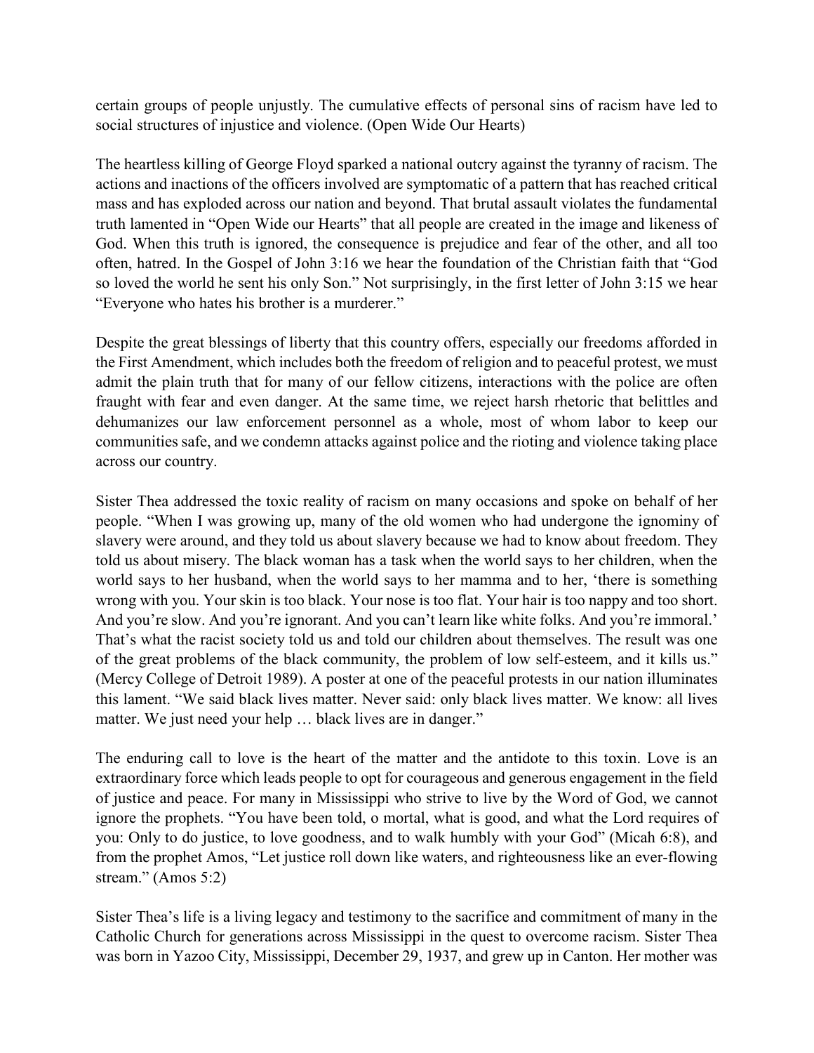certain groups of people unjustly. The cumulative effects of personal sins of racism have led to social structures of injustice and violence. (Open Wide Our Hearts)

The heartless killing of George Floyd sparked a national outcry against the tyranny of racism. The actions and inactions of the officers involved are symptomatic of a pattern that has reached critical mass and has exploded across our nation and beyond. That brutal assault violates the fundamental truth lamented in "Open Wide our Hearts" that all people are created in the image and likeness of God. When this truth is ignored, the consequence is prejudice and fear of the other, and all too often, hatred. In the Gospel of John 3:16 we hear the foundation of the Christian faith that "God so loved the world he sent his only Son." Not surprisingly, in the first letter of John 3:15 we hear "Everyone who hates his brother is a murderer."

Despite the great blessings of liberty that this country offers, especially our freedoms afforded in the First Amendment, which includes both the freedom of religion and to peaceful protest, we must admit the plain truth that for many of our fellow citizens, interactions with the police are often fraught with fear and even danger. At the same time, we reject harsh rhetoric that belittles and dehumanizes our law enforcement personnel as a whole, most of whom labor to keep our communities safe, and we condemn attacks against police and the rioting and violence taking place across our country.

Sister Thea addressed the toxic reality of racism on many occasions and spoke on behalf of her people. "When I was growing up, many of the old women who had undergone the ignominy of slavery were around, and they told us about slavery because we had to know about freedom. They told us about misery. The black woman has a task when the world says to her children, when the world says to her husband, when the world says to her mamma and to her, 'there is something wrong with you. Your skin is too black. Your nose is too flat. Your hair is too nappy and too short. And you're slow. And you're ignorant. And you can't learn like white folks. And you're immoral.' That's what the racist society told us and told our children about themselves. The result was one of the great problems of the black community, the problem of low self-esteem, and it kills us." (Mercy College of Detroit 1989). A poster at one of the peaceful protests in our nation illuminates this lament. "We said black lives matter. Never said: only black lives matter. We know: all lives matter. We just need your help … black lives are in danger."

The enduring call to love is the heart of the matter and the antidote to this toxin. Love is an extraordinary force which leads people to opt for courageous and generous engagement in the field of justice and peace. For many in Mississippi who strive to live by the Word of God, we cannot ignore the prophets. "You have been told, o mortal, what is good, and what the Lord requires of you: Only to do justice, to love goodness, and to walk humbly with your God" (Micah 6:8), and from the prophet Amos, "Let justice roll down like waters, and righteousness like an ever-flowing stream." (Amos 5:2)

Sister Thea's life is a living legacy and testimony to the sacrifice and commitment of many in the Catholic Church for generations across Mississippi in the quest to overcome racism. Sister Thea was born in Yazoo City, Mississippi, December 29, 1937, and grew up in Canton. Her mother was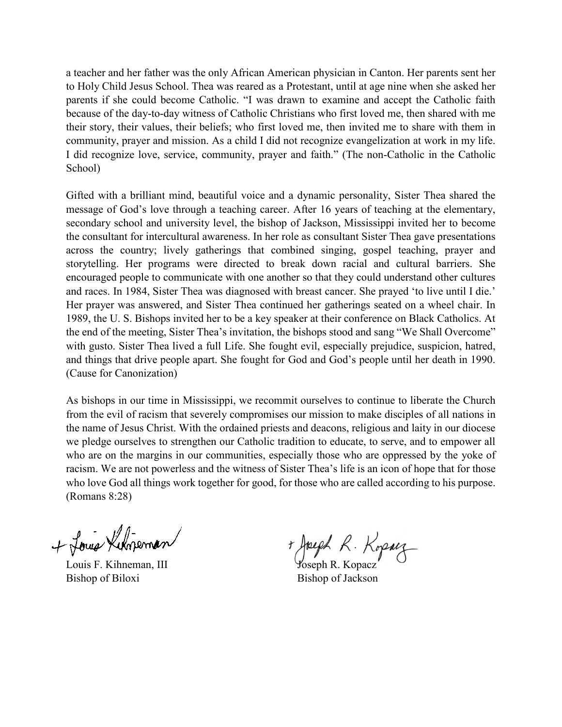a teacher and her father was the only African American physician in Canton. Her parents sent her to Holy Child Jesus School. Thea was reared as a Protestant, until at age nine when she asked her parents if she could become Catholic. "I was drawn to examine and accept the Catholic faith because of the day-to-day witness of Catholic Christians who first loved me, then shared with me their story, their values, their beliefs; who first loved me, then invited me to share with them in community, prayer and mission. As a child I did not recognize evangelization at work in my life. I did recognize love, service, community, prayer and faith." (The non-Catholic in the Catholic School)

Gifted with a brilliant mind, beautiful voice and a dynamic personality, Sister Thea shared the message of God's love through a teaching career. After 16 years of teaching at the elementary, secondary school and university level, the bishop of Jackson, Mississippi invited her to become the consultant for intercultural awareness. In her role as consultant Sister Thea gave presentations across the country; lively gatherings that combined singing, gospel teaching, prayer and storytelling. Her programs were directed to break down racial and cultural barriers. She encouraged people to communicate with one another so that they could understand other cultures and races. In 1984, Sister Thea was diagnosed with breast cancer. She prayed 'to live until I die.' Her prayer was answered, and Sister Thea continued her gatherings seated on a wheel chair. In 1989, the U. S. Bishops invited her to be a key speaker at their conference on Black Catholics. At the end of the meeting, Sister Thea's invitation, the bishops stood and sang "We Shall Overcome" with gusto. Sister Thea lived a full Life. She fought evil, especially prejudice, suspicion, hatred, and things that drive people apart. She fought for God and God's people until her death in 1990. (Cause for Canonization)

As bishops in our time in Mississippi, we recommit ourselves to continue to liberate the Church from the evil of racism that severely compromises our mission to make disciples of all nations in the name of Jesus Christ. With the ordained priests and deacons, religious and laity in our diocese we pledge ourselves to strengthen our Catholic tradition to educate, to serve, and to empower all who are on the margins in our communities, especially those who are oppressed by the yoke of racism. We are not powerless and the witness of Sister Thea's life is an icon of hope that for those who love God all things work together for good, for those who are called according to his purpose. (Romans 8:28)

+ Louis Kihneman

Louis F. Kihneman, III
Bishop of Biloxi

+ Joseph R. Kopacz

Joseph R. Kopacz
Bishop of Jackson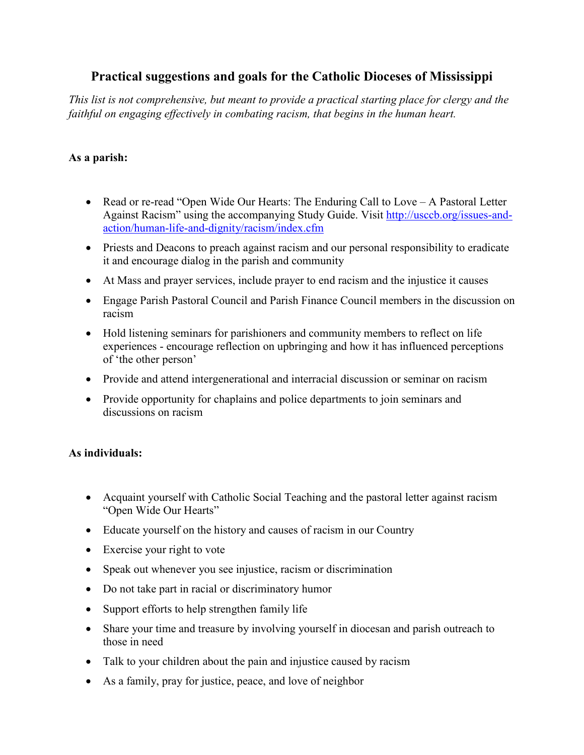# Practical suggestions and goals for the Catholic Dioceses of Mississippi

*This list is not comprehensive, but meant to provide a practical starting place for clergy and the faithful on engaging effectively in combating racism, that begins in the human heart.*

**As a parish:**

- Read or re-read "Open Wide Our Hearts: The Enduring Call to Love – A Pastoral Letter Against Racism" using the accompanying Study Guide. Visit [http://usccb.org/issues-and-action/human-life-and-dignity/racism/index.cfm](http://usccb.org/issues-and-action/human-life-and-dignity/racism/index.cfm)
- Priests and Deacons to preach against racism and our personal responsibility to eradicate it and encourage dialog in the parish and community
- At Mass and prayer services, include prayer to end racism and the injustice it causes
- Engage Parish Pastoral Council and Parish Finance Council members in the discussion on racism
- Hold listening seminars for parishioners and community members to reflect on life experiences - encourage reflection on upbringing and how it has influenced perceptions of 'the other person'
- Provide and attend intergenerational and interracial discussion or seminar on racism
- Provide opportunity for chaplains and police departments to join seminars and discussions on racism

**As individuals:**

- Acquaint yourself with Catholic Social Teaching and the pastoral letter against racism "Open Wide Our Hearts"
- Educate yourself on the history and causes of racism in our Country
- Exercise your right to vote
- Speak out whenever you see injustice, racism or discrimination
- Do not take part in racial or discriminatory humor
- Support efforts to help strengthen family life
- Share your time and treasure by involving yourself in diocesan and parish outreach to those in need
- Talk to your children about the pain and injustice caused by racism
- As a family, pray for justice, peace, and love of neighbor